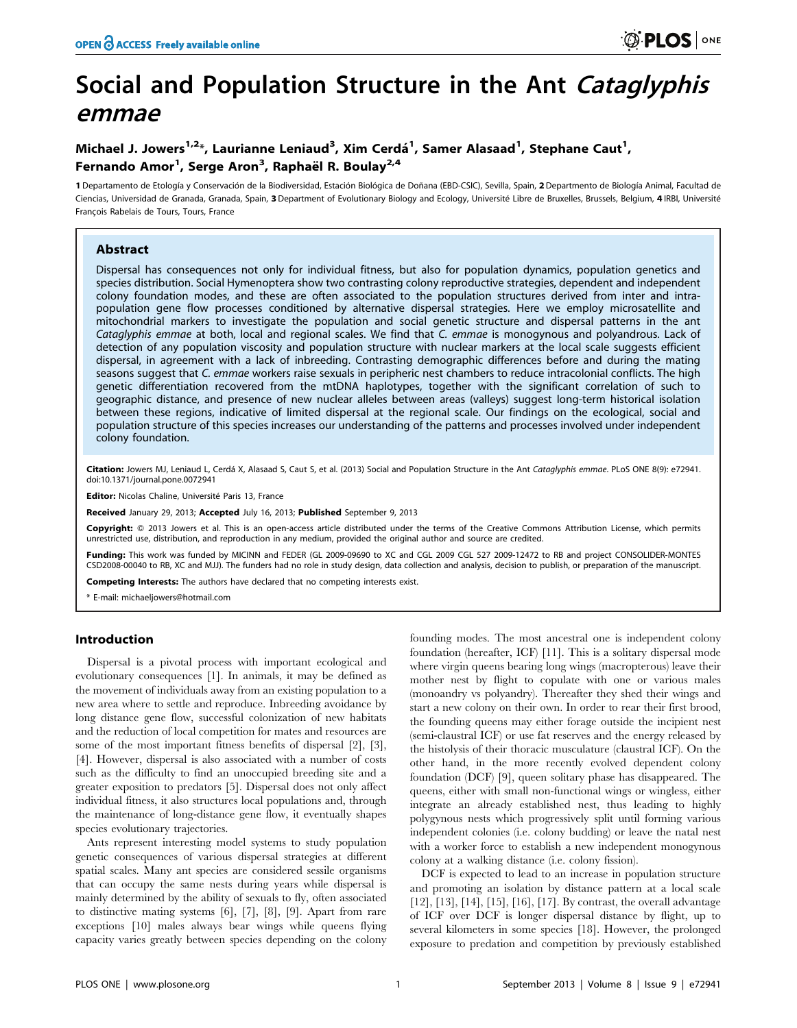# Social and Population Structure in the Ant *Cataglyphis emmae*

**Michael J. Jowers[1,2]\*, Laurianne Leniaud[3], Xim Cerdá[1], Samer Alasaad[1], Stephane Caut[1], Fernando Amor[1], Serge Aron[3], Raphaël R. Boulay[2,4]**

1 Departamento de Etología y Conservación de la Biodiversidad, Estación Biológica de Doñana (EBD-CSIC), Sevilla, Spain, 2 Departmento de Biología Animal, Facultad de Ciencias, Universidad de Granada, Granada, Spain, 3 Department of Evolutionary Biology and Ecology, Université Libre de Bruxelles, Brussels, Belgium, 4 IRBI, Université François Rabelais de Tours, Tours, France

## Abstract

Dispersal has consequences not only for individual fitness, but also for population dynamics, population genetics and species distribution. Social Hymenoptera show two contrasting colony reproductive strategies, dependent and independent colony foundation modes, and these are often associated to the population structures derived from inter and intra-population gene flow processes conditioned by alternative dispersal strategies. Here we employ microsatellite and mitochondrial markers to investigate the population and social genetic structure and dispersal patterns in the ant *Cataglyphis emmae* at both, local and regional scales. We find that *C. emmae* is monogynous and polyandrous. Lack of detection of any population viscosity and population structure with nuclear markers at the local scale suggests efficient dispersal, in agreement with a lack of inbreeding. Contrasting demographic differences before and during the mating seasons suggest that *C. emmae* workers raise sexuals in peripheric nest chambers to reduce intracolonial conflicts. The high genetic differentiation recovered from the mtDNA haplotypes, together with the significant correlation of such to geographic distance, and presence of new nuclear alleles between areas (valleys) suggest long-term historical isolation between these regions, indicative of limited dispersal at the regional scale. Our findings on the ecological, social and population structure of this species increases our understanding of the patterns and processes involved under independent colony foundation.

**Citation:** Jowers MJ, Leniaud L, Cerdá X, Alasaad S, Caut S, et al. (2013) Social and Population Structure in the Ant *Cataglyphis emmae*. PLoS ONE 8(9): e72941. doi:10.1371/journal.pone.0072941

**Editor:** Nicolas Chaline, Université Paris 13, France

**Received** January 29, 2013; **Accepted** July 16, 2013; **Published** September 9, 2013

**Copyright:** © 2013 Jowers et al. This is an open-access article distributed under the terms of the Creative Commons Attribution License, which permits unrestricted use, distribution, and reproduction in any medium, provided the original author and source are credited.

**Funding:** This work was funded by MICINN and FEDER (GL 2009-09690 to XC and CGL 2009 CGL 527 2009-12472 to RB and project CONSOLIDER-MONTES CSD2008-00040 to RB, XC and MJJ). The funders had no role in study design, data collection and analysis, decision to publish, or preparation of the manuscript.

**Competing Interests:** The authors have declared that no competing interests exist.

\* E-mail: michaeljowers@hotmail.com

## Introduction

Dispersal is a pivotal process with important ecological and evolutionary consequences [1]. In animals, it may be defined as the movement of individuals away from an existing population to a new area where to settle and reproduce. Inbreeding avoidance by long distance gene flow, successful colonization of new habitats and the reduction of local competition for mates and resources are some of the most important fitness benefits of dispersal [2], [3], [4]. However, dispersal is also associated with a number of costs such as the difficulty to find an unoccupied breeding site and a greater exposition to predators [5]. Dispersal does not only affect individual fitness, it also structures local populations and, through the maintenance of long-distance gene flow, it eventually shapes species evolutionary trajectories.

Ants represent interesting model systems to study population genetic consequences of various dispersal strategies at different spatial scales. Many ant species are considered sessile organisms that can occupy the same nests during years while dispersal is mainly determined by the ability of sexuals to fly, often associated to distinctive mating systems [6], [7], [8], [9]. Apart from rare exceptions [10] males always bear wings while queens flying capacity varies greatly between species depending on the colony founding modes. The most ancestral one is independent colony foundation (hereafter, ICF) [11]. This is a solitary dispersal mode where virgin queens bearing long wings (macropterous) leave their mother nest by flight to copulate with one or various males (monoandry vs polyandry). Thereafter they shed their wings and start a new colony on their own. In order to rear their first brood, the founding queens may either forage outside the incipient nest (semi-claustral ICF) or use fat reserves and the energy released by the histolysis of their thoracic musculature (claustral ICF). On the other hand, in the more recently evolved dependent colony foundation (DCF) [9], queen solitary phase has disappeared. The queens, either with small non-functional wings or wingless, either integrate an already established nest, thus leading to highly polygynous nests which progressively split until forming various independent colonies (i.e. colony budding) or leave the natal nest with a worker force to establish a new independent monogynous colony at a walking distance (i.e. colony fission).

DCF is expected to lead to an increase in population structure and promoting an isolation by distance pattern at a local scale [12], [13], [14], [15], [16], [17]. By contrast, the overall advantage of ICF over DCF is longer dispersal distance by flight, up to several kilometers in some species [18]. However, the prolonged exposure to predation and competition by previously established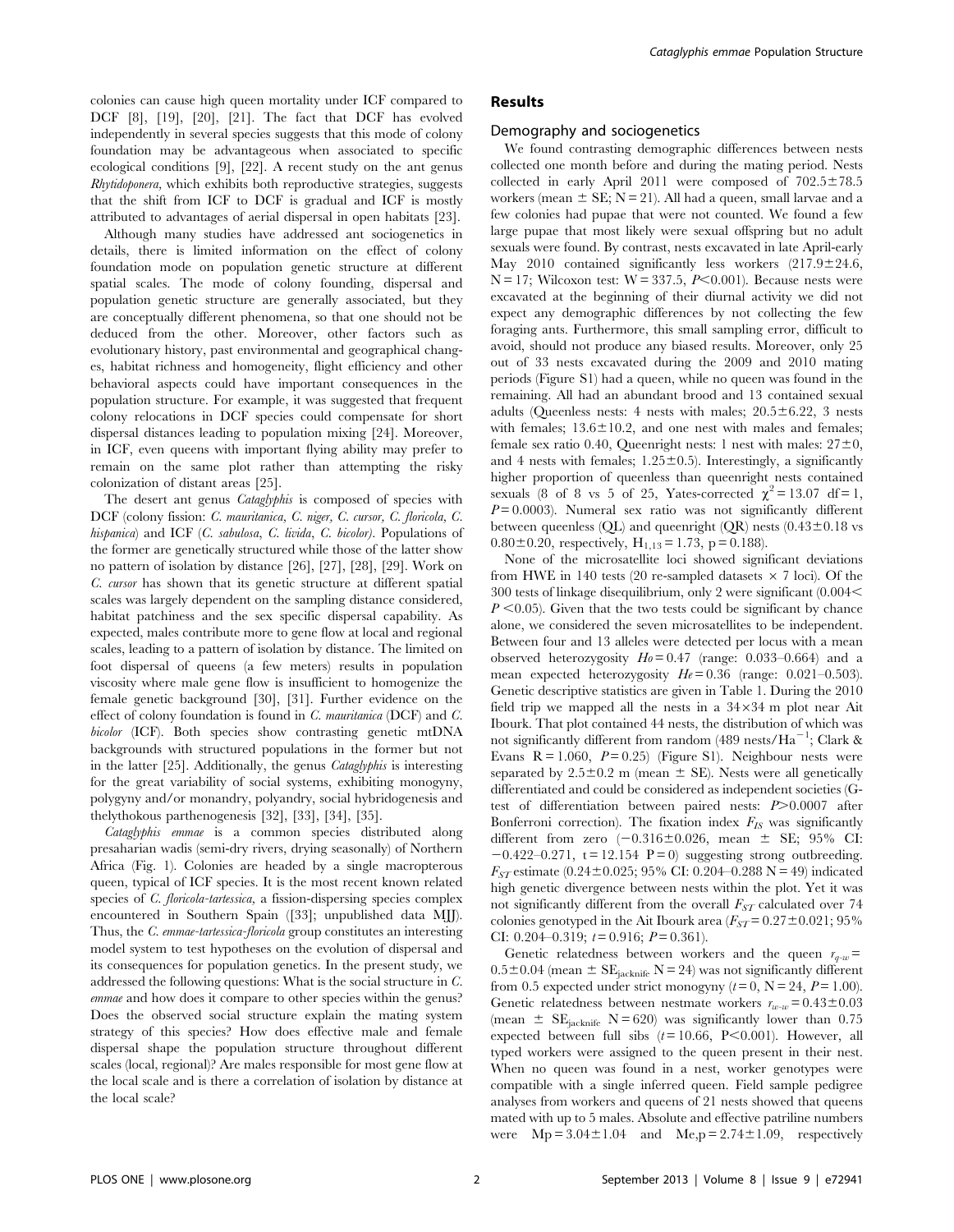colonies can cause high queen mortality under ICF compared to DCF [8], [19], [20], [21]. The fact that DCF has evolved independently in several species suggests that this mode of colony foundation may be advantageous when associated to specific ecological conditions [9], [22]. A recent study on the ant genus *Rhytidoponera,* which exhibits both reproductive strategies, suggests that the shift from ICF to DCF is gradual and ICF is mostly attributed to advantages of aerial dispersal in open habitats [23].

Although many studies have addressed ant sociogenetics in details, there is limited information on the effect of colony foundation mode on population genetic structure at different spatial scales. The mode of colony founding, dispersal and population genetic structure are generally associated, but they are conceptually different phenomena, so that one should not be deduced from the other. Moreover, other factors such as evolutionary history, past environmental and geographical changes, habitat richness and homogeneity, flight efficiency and other behavioral aspects could have important consequences in the population structure. For example, it was suggested that frequent colony relocations in DCF species could compensate for short dispersal distances leading to population mixing [24]. Moreover, in ICF, even queens with important flying ability may prefer to remain on the same plot rather than attempting the risky colonization of distant areas [25].

The desert ant genus *Cataglyphis* is composed of species with DCF (colony fission: *C. mauritanica, C. niger, C. cursor, C. floricola, C. hispanica*) and ICF (*C. sabulosa, C. livida, C. bicolor).* Populations of the former are genetically structured while those of the latter show no pattern of isolation by distance [26], [27], [28], [29]. Work on *C. cursor* has shown that its genetic structure at different spatial scales was largely dependent on the sampling distance considered, habitat patchiness and the sex specific dispersal capability. As expected, males contribute more to gene flow at local and regional scales, leading to a pattern of isolation by distance. The limited on foot dispersal of queens (a few meters) results in population viscosity where male gene flow is insufficient to homogenize the female genetic background [30], [31]. Further evidence on the effect of colony foundation is found in *C. mauritanica* (DCF) and *C. bicolor* (ICF). Both species show contrasting genetic mtDNA backgrounds with structured populations in the former but not in the latter [25]. Additionally, the genus *Cataglyphis* is interesting for the great variability of social systems, exhibiting monogyny, polygyny and/or monandry, polyandry, social hybridogenesis and thelythokous parthenogenesis [32], [33], [34], [35].

*Cataglyphis emmae* is a common species distributed along presaharian wadis (semi-dry rivers, drying seasonally) of Northern Africa (Fig. 1). Colonies are headed by a single macropterous queen, typical of ICF species. It is the most recent known related species of *C. floricola-tartessica*, a fission-dispersing species complex encountered in Southern Spain ([33]; unpublished data MJJ). Thus, the *C. emmae-tartessica-floricola* group constitutes an interesting model system to test hypotheses on the evolution of dispersal and its consequences for population genetics. In the present study, we addressed the following questions: What is the social structure in *C. emmae* and how does it compare to other species within the genus? Does the observed social structure explain the mating system strategy of this species? How does effective male and female dispersal shape the population structure throughout different scales (local, regional)? Are males responsible for most gene flow at the local scale and is there a correlation of isolation by distance at the local scale?

## Results

### Demography and sociogenetics

We found contrasting demographic differences between nests collected one month before and during the mating period. Nests collected in early April 2011 were composed of 702.5±78.5 workers (mean ± SE; N = 21). All had a queen, small larvae and a few colonies had pupae that were not counted. We found a few large pupae that most likely were sexual offspring but no adult sexuals were found. By contrast, nests excavated in late April-early May 2010 contained significantly less workers (217.9±24.6, N = 17; Wilcoxon test: W = 337.5, $P<0.001$). Because nests were excavated at the beginning of their diurnal activity we did not expect any demographic differences by not collecting the few foraging ants. Furthermore, this small sampling error, difficult to avoid, should not produce any biased results. Moreover, only 25 out of 33 nests excavated during the 2009 and 2010 mating periods (Figure S1) had a queen, while no queen was found in the remaining. All had an abundant brood and 13 contained sexual adults (Queenless nests: 4 nests with males; 20.5±6.22, 3 nests with females; 13.6±10.2, and one nest with males and females; female sex ratio 0.40, Queenright nests: 1 nest with males: 27±0, and 4 nests with females; 1.25±0.5). Interestingly, a significantly higher proportion of queenless than queenright nests contained sexuals (8 of 8 vs 5 of 25, Yates-corrected $\chi^2 = 13.07$ df = 1, $P = 0.0003$). Numeral sex ratio was not significantly different between queenless (QL) and queenright (QR) nests (0.43±0.18 vs 0.80±0.20, respectively, $H_{1,13} = 1.73$, p = 0.188).

None of the microsatellite loci showed significant deviations from HWE in 140 tests (20 re-sampled datasets × 7 loci). Of the 300 tests of linkage disequilibrium, only 2 were significant ($0.004 < P < 0.05$). Given that the two tests could be significant by chance alone, we considered the seven microsatellites to be independent. Between four and 13 alleles were detected per locus with a mean observed heterozygosity $Ho = 0.47$ (range: 0.033–0.664) and a mean expected heterozygosity $He = 0.36$ (range: 0.021–0.503). Genetic descriptive statistics are given in Table 1. During the 2010 field trip we mapped all the nests in a 34×34 m plot near Ait Ibourk. That plot contained 44 nests, the distribution of which was not significantly different from random (489 nests/Ha$^{-1}$; Clark & Evans R = 1.060, $P = 0.25$) (Figure S1). Neighbour nests were separated by 2.5±0.2 m (mean ± SE). Nests were all genetically differentiated and could be considered as independent societies (G-test of differentiation between paired nests: $P>0.0007$ after Bonferroni correction). The fixation index $F_{IS}$ was significantly different from zero (−0.316±0.026, mean ± SE; 95% CI: −0.422–0.271, t = 12.154 P = 0) suggesting strong outbreeding. $F_{ST}$ estimate (0.24±0.025; 95% CI: 0.204–0.288 N = 49) indicated high genetic divergence between nests within the plot. Yet it was not significantly different from the overall $F_{ST}$ calculated over 74 colonies genotyped in the Ait Ibourk area ($F_{ST} = 0.27 \pm 0.021$; 95% CI: 0.204–0.319; $t = 0.916$; $P = 0.361$).

Genetic relatedness between workers and the queen $r_{q\text{-}w} = 0.5 \pm 0.04$ (mean ± $SE_{jacknife}$ N = 24) was not significantly different from 0.5 expected under strict monogyny ($t = 0$, N = 24, $P = 1.00$). Genetic relatedness between nestmate workers $r_{w\text{-}w} = 0.43 \pm 0.03$ (mean ± $SE_{jacknife}$ N = 620) was significantly lower than 0.75 expected between full sibs ($t = 10.66$, $P<0.001$). However, all typed workers were assigned to the queen present in their nest. When no queen was found in a nest, worker genotypes were compatible with a single inferred queen. Field sample pedigree analyses from workers and queens of 21 nests showed that queens mated with up to 5 males. Absolute and effective patriline numbers were $Mp = 3.04 \pm 1.04$ and $Me,p = 2.74 \pm 1.09$, respectively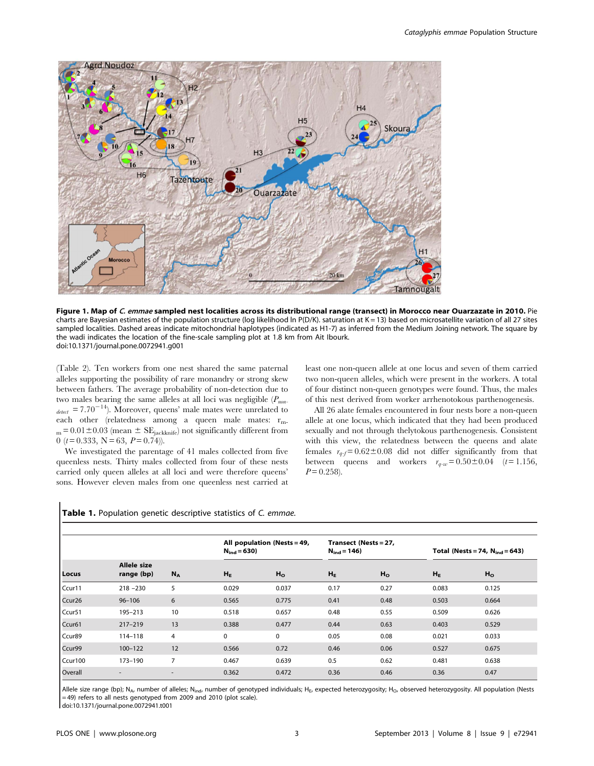**Figure 1. Map of *C. emmae* sampled nest localities across its distributional range (transect) in Morocco near Ouarzazate in 2010.** Pie charts are Bayesian estimates of the population structure (log likelihood ln P(D/K). saturation at K = 13) based on microsatellite variation of all 27 sites sampled localities. Dashed areas indicate mitochondrial haplotypes (indicated as H1-7) as inferred from the Medium Joining network. The square by the wadi indicates the location of the fine-scale sampling plot at 1.8 km from Ait Ibourk.
doi:10.1371/journal.pone.0072941.g001

(Table 2). Ten workers from one nest shared the same paternal alleles supporting the possibility of rare monandry or strong skew between fathers. The average probability of non-detection due to two males bearing the same alleles at all loci was negligible ($P_{non-detect} = 7.70^{-14}$). Moreover, queens' male mates were unrelated to each other (relatedness among a queen male mates: $r_{m-m} = 0.01 \pm 0.03$ (mean ± $SE_{jackknife}$) not significantly different from 0 ($t = 0.333$, $N = 63$, $P = 0.74$)).

We investigated the parentage of 41 males collected from five queenless nests. Thirty males collected from four of these nests carried only queen alleles at all loci and were therefore queens' sons. However eleven males from one queenless nest carried at least one non-queen allele at one locus and seven of them carried two non-queen alleles, which were present in the workers. A total of four distinct non-queen genotypes were found. Thus, the males of this nest derived from worker arrhenotokous parthenogenesis.

All 26 alate females encountered in four nests bore a non-queen allele at one locus, which indicated that they had been produced sexually and not through thelytokous parthenogenesis. Consistent with this view, the relatedness between the queens and alate females $r_{q\text{-}f} = 0.62 \pm 0.08$ did not differ significantly from that between queens and workers $r_{q\text{-}w} = 0.50 \pm 0.04$ ($t = 1.156$, $P = 0.258$).

**Table 1.** Population genetic descriptive statistics of *C. emmae*.

| | | | All population (Nests = 49, $N_{ind}$ = 630) | | Transect (Nests = 27, $N_{ind}$ = 146) | | Total (Nests = 74, $N_{ind}$ = 643) | |
|---|---|---|---|---|---|---|---|---|
| Locus | Allele size range (bp) | $N_A$ | $H_E$ | $H_O$ | $H_E$ | $H_O$ | $H_E$ | $H_O$ |
| Ccur11 | 218 –230 | 5 | 0.029 | 0.037 | 0.17 | 0.27 | 0.083 | 0.125 |
| Ccur26 | 96–106 | 6 | 0.565 | 0.775 | 0.41 | 0.48 | 0.503 | 0.664 |
| Ccur51 | 195–213 | 10 | 0.518 | 0.657 | 0.48 | 0.55 | 0.509 | 0.626 |
| Ccur61 | 217–219 | 13 | 0.388 | 0.477 | 0.44 | 0.63 | 0.403 | 0.529 |
| Ccur89 | 114–118 | 4 | 0 | 0 | 0.05 | 0.08 | 0.021 | 0.033 |
| Ccur99 | 100–122 | 12 | 0.566 | 0.72 | 0.46 | 0.06 | 0.527 | 0.675 |
| Ccur100 | 173–190 | 7 | 0.467 | 0.639 | 0.5 | 0.62 | 0.481 | 0.638 |
| Overall | - | - | 0.362 | 0.472 | 0.36 | 0.46 | 0.36 | 0.47 |

Allele size range (bp); $N_A$, number of alleles; $N_{ind}$, number of genotyped individuals; $H_E$, expected heterozygosity; $H_O$, observed heterozygosity. All population (Nests = 49) refers to all nests genotyped from 2009 and 2010 (plot scale).
doi:10.1371/journal.pone.0072941.t001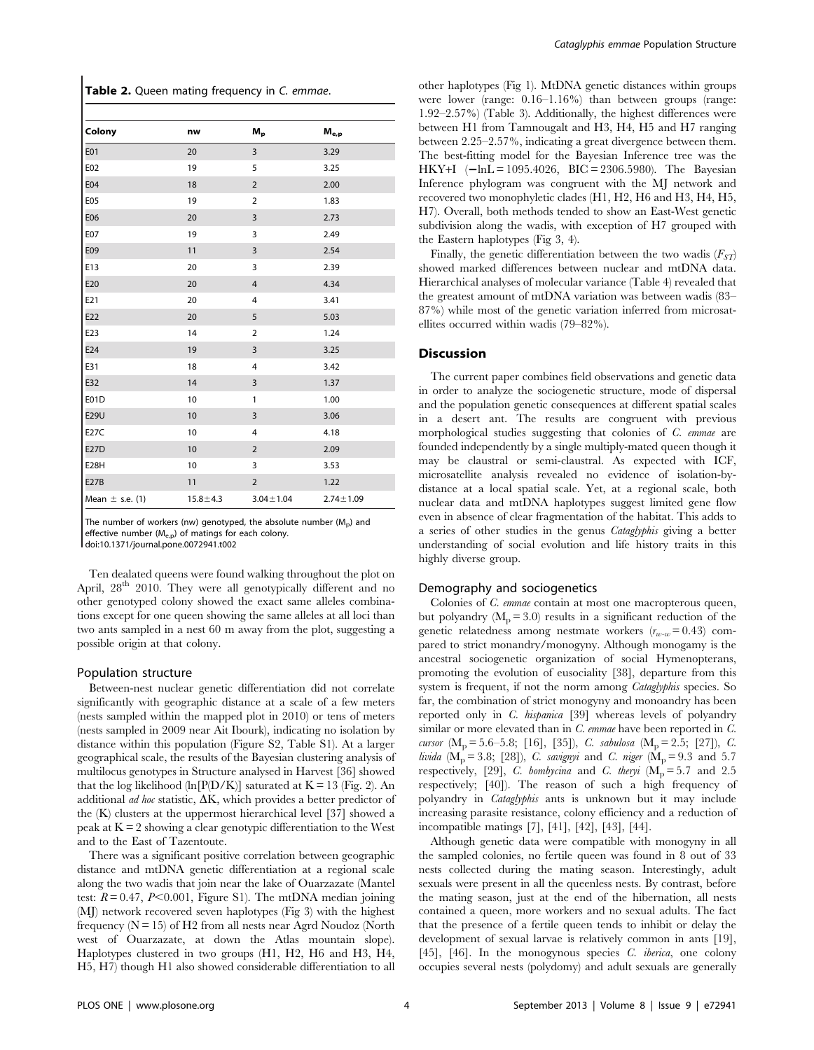**Table 2.** Queen mating frequency in *C. emmae*.

| Colony | nw | $M_p$ | $M_{e,p}$ |
|---|---|---|---|
| E01 | 20 | 3 | 3.29 |
| E02 | 19 | 5 | 3.25 |
| E04 | 18 | 2 | 2.00 |
| E05 | 19 | 2 | 1.83 |
| E06 | 20 | 3 | 2.73 |
| E07 | 19 | 3 | 2.49 |
| E09 | 11 | 3 | 2.54 |
| E13 | 20 | 3 | 2.39 |
| E20 | 20 | 4 | 4.34 |
| E21 | 20 | 4 | 3.41 |
| E22 | 20 | 5 | 5.03 |
| E23 | 14 | 2 | 1.24 |
| E24 | 19 | 3 | 3.25 |
| E31 | 18 | 4 | 3.42 |
| E32 | 14 | 3 | 1.37 |
| E01D | 10 | 1 | 1.00 |
| E29U | 10 | 3 | 3.06 |
| E27C | 10 | 4 | 4.18 |
| E27D | 10 | 2 | 2.09 |
| E28H | 10 | 3 | 3.53 |
| E27B | 11 | 2 | 1.22 |
| Mean ± s.e. (1) | 15.8±4.3 | 3.04±1.04 | 2.74±1.09 |

The number of workers (nw) genotyped, the absolute number ($M_p$) and effective number ($M_{e,p}$) of matings for each colony.
doi:10.1371/journal.pone.0072941.t002

Ten dealated queens were found walking throughout the plot on April, 28th 2010. They were all genotypically different and no other genotyped colony showed the exact same alleles combinations except for one queen showing the same alleles at all loci than two ants sampled in a nest 60 m away from the plot, suggesting a possible origin at that colony.

### Population structure

Between-nest nuclear genetic differentiation did not correlate significantly with geographic distance at a scale of a few meters (nests sampled within the mapped plot in 2010) or tens of meters (nests sampled in 2009 near Ait Ibourk), indicating no isolation by distance within this population (Figure S2, Table S1). At a larger geographical scale, the results of the Bayesian clustering analysis of multilocus genotypes in Structure analysed in Harvest [36] showed that the log likelihood (ln[P(D/K)] saturated at K = 13 (Fig. 2). An additional *ad hoc* statistic, ΔK, which provides a better predictor of the (K) clusters at the uppermost hierarchical level [37] showed a peak at K = 2 showing a clear genotypic differentiation to the West and to the East of Tazentoute.

There was a significant positive correlation between geographic distance and mtDNA genetic differentiation at a regional scale along the two wadis that join near the lake of Ouarzazate (Mantel test: $R = 0.47$, $P < 0.001$, Figure S1). The mtDNA median joining (MJ) network recovered seven haplotypes (Fig 3) with the highest frequency (N = 15) of H2 from all nests near Agrd Noudoz (North west of Ouarzazate, at down the Atlas mountain slope). Haplotypes clustered in two groups (H1, H2, H6 and H3, H4, H5, H7) though H1 also showed considerable differentiation to all other haplotypes (Fig 1). MtDNA genetic distances within groups were lower (range: 0.16–1.16%) than between groups (range: 1.92–2.57%) (Table 3). Additionally, the highest differences were between H1 from Tamnougalt and H3, H4, H5 and H7 ranging between 2.25–2.57%, indicating a great divergence between them. The best-fitting model for the Bayesian Inference tree was the HKY+I (−lnL = 1095.4026, BIC = 2306.5980). The Bayesian Inference phylogram was congruent with the MJ network and recovered two monophyletic clades (H1, H2, H6 and H3, H4, H5, H7). Overall, both methods tended to show an East-West genetic subdivision along the wadis, with exception of H7 grouped with the Eastern haplotypes (Fig 3, 4).

Finally, the genetic differentiation between the two wadis ($F_{ST}$) showed marked differences between nuclear and mtDNA data. Hierarchical analyses of molecular variance (Table 4) revealed that the greatest amount of mtDNA variation was between wadis (83–87%) while most of the genetic variation inferred from microsatellites occurred within wadis (79–82%).

## Discussion

The current paper combines field observations and genetic data in order to analyze the sociogenetic structure, mode of dispersal and the population genetic consequences at different spatial scales in a desert ant. The results are congruent with previous morphological studies suggesting that colonies of *C. emmae* are founded independently by a single multiply-mated queen though it may be claustral or semi-claustral. As expected with ICF, microsatellite analysis revealed no evidence of isolation-by-distance at a local spatial scale. Yet, at a regional scale, both nuclear data and mtDNA haplotypes suggest limited gene flow even in absence of clear fragmentation of the habitat. This adds to a series of other studies in the genus *Cataglyphis* giving a better understanding of social evolution and life history traits in this highly diverse group.

### Demography and sociogenetics

Colonies of *C. emmae* contain at most one macropterous queen, but polyandry ($M_p = 3.0$) results in a significant reduction of the genetic relatedness among nestmate workers ($r_{w-w} = 0.43$) compared to strict monandry/monogyny. Although monogamy is the ancestral sociogenetic organization of social Hymenopterans, promoting the evolution of eusociality [38], departure from this system is frequent, if not the norm among *Cataglyphis* species. So far, the combination of strict monogyny and monoandry has been reported only in *C. hispanica* [39] whereas levels of polyandry similar or more elevated than in *C. emmae* have been reported in *C. cursor* ($M_p = 5.6$–$5.8$; [16], [35]), *C. sabulosa* ($M_p = 2.5$; [27]), *C. livida* ($M_p = 3.8$; [28]), *C. savignyi* and *C. niger* ($M_p = 9.3$ and 5.7 respectively, [29], *C. bombycina* and *C. theryi* ($M_p = 5.7$ and 2.5 respectively; [40]). The reason of such a high frequency of polyandry in *Cataglyphis* ants is unknown but it may include increasing parasite resistance, colony efficiency and a reduction of incompatible matings [7], [41], [42], [43], [44].

Although genetic data were compatible with monogyny in all the sampled colonies, no fertile queen was found in 8 out of 33 nests collected during the mating season. Interestingly, adult sexuals were present in all the queenless nests. By contrast, before the mating season, just at the end of the hibernation, all nests contained a queen, more workers and no sexual adults. The fact that the presence of a fertile queen tends to inhibit or delay the development of sexual larvae is relatively common in ants [19], [45], [46]. In the monogynous species *C. iberica*, one colony occupies several nests (polydomy) and adult sexuals are generally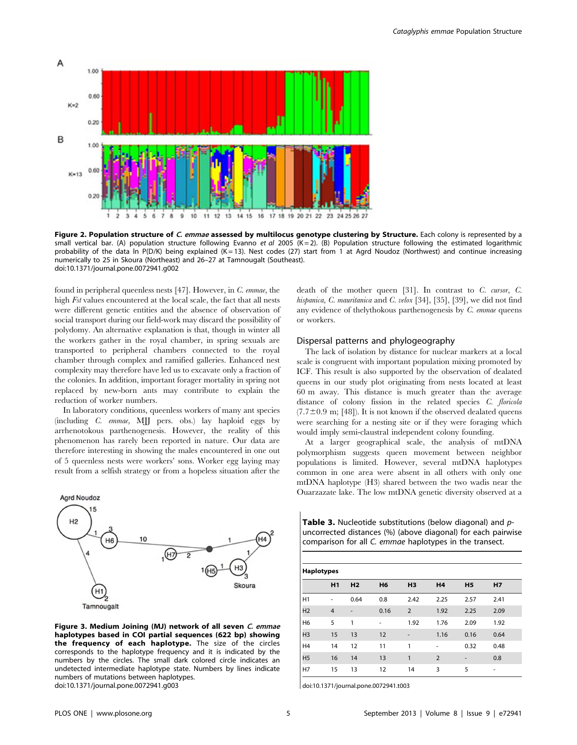**Figure 2. Population structure of *C. emmae* assessed by multilocus genotype clustering by Structure.** Each colony is represented by a small vertical bar. (A) population structure following Evanno *et al* 2005 (K = 2). (B) Population structure following the estimated logarithmic probability of the data ln P(D/K) being explained (K = 13). Nest codes (27) start from 1 at Agrd Noudoz (Northwest) and continue increasing numerically to 25 in Skoura (Northeast) and 26–27 at Tamnougalt (Southeast).
doi:10.1371/journal.pone.0072941.g002

found in peripheral queenless nests [47]. However, in *C. emmae*, the high *Fst* values encountered at the local scale, the fact that all nests were different genetic entities and the absence of observation of social transport during our field-work may discard the possibility of polydomy. An alternative explanation is that, though in winter all the workers gather in the royal chamber, in spring sexuals are transported to peripheral chambers connected to the royal chamber through complex and ramified galleries. Enhanced nest complexity may therefore have led us to excavate only a fraction of the colonies. In addition, important forager mortality in spring not replaced by new-born ants may contribute to explain the reduction of worker numbers.

In laboratory conditions, queenless workers of many ant species (including *C. emmae*, MJJ pers. obs.) lay haploid eggs by arrhenotokous parthenogenesis. However, the reality of this phenomenon has rarely been reported in nature. Our data are therefore interesting in showing the males encountered in one out of 5 queenless nests were workers' sons. Worker egg laying may result from a selfish strategy or from a hopeless situation after the death of the mother queen [31]. In contrast to *C. cursor*, *C. hispanica*, *C. mauritanica* and *C. velox* [34], [35], [39], we did not find any evidence of thelythokous parthenogenesis by *C. emmae* queens or workers.

## Dispersal patterns and phylogeography

The lack of isolation by distance for nuclear markers at a local scale is congruent with important population mixing promoted by ICF. This result is also supported by the observation of dealated queens in our study plot originating from nests located at least 60 m away. This distance is much greater than the average distance of colony fission in the related species *C. floricola* (7.7±0.9 m; [48]). It is not known if the observed dealated queens were searching for a nesting site or if they were foraging which would imply semi-claustral independent colony founding.

At a larger geographical scale, the analysis of mtDNA polymorphism suggests queen movement between neighbor populations is limited. However, several mtDNA haplotypes common in one area were absent in all others with only one mtDNA haplotype (H3) shared between the two wadis near the Ouarzazate lake. The low mtDNA genetic diversity observed at a

**Figure 3. Medium Joining (MJ) network of all seven *C. emmae* haplotypes based in COI partial sequences (622 bp) showing the frequency of each haplotype.** The size of the circles corresponds to the haplotype frequency and it is indicated by the numbers by the circles. The small dark colored circle indicates an undetected intermediate haplotype state. Numbers by lines indicate numbers of mutations between haplotypes.
doi:10.1371/journal.pone.0072941.g003

**Table 3.** Nucleotide substitutions (below diagonal) and *p*-uncorrected distances (%) (above diagonal) for each pairwise comparison for all *C. emmae* haplotypes in the transect.

| Haplotypes | H1 | H2 | H6 | H3 | H4 | H5 | H7 |
|---|---|---|---|---|---|---|---|
| H1 | - | 0.64 | 0.8 | 2.42 | 2.25 | 2.57 | 2.41 |
| H2 | 4 | - | 0.16 | 2 | 1.92 | 2.25 | 2.09 |
| H6 | 5 | 1 | - | 1.92 | 1.76 | 2.09 | 1.92 |
| H3 | 15 | 13 | 12 | - | 1.16 | 0.16 | 0.64 |
| H4 | 14 | 12 | 11 | 1 | - | 0.32 | 0.48 |
| H5 | 16 | 14 | 13 | 1 | 2 | - | 0.8 |
| H7 | 15 | 13 | 12 | 14 | 3 | 5 | - |

doi:10.1371/journal.pone.0072941.t003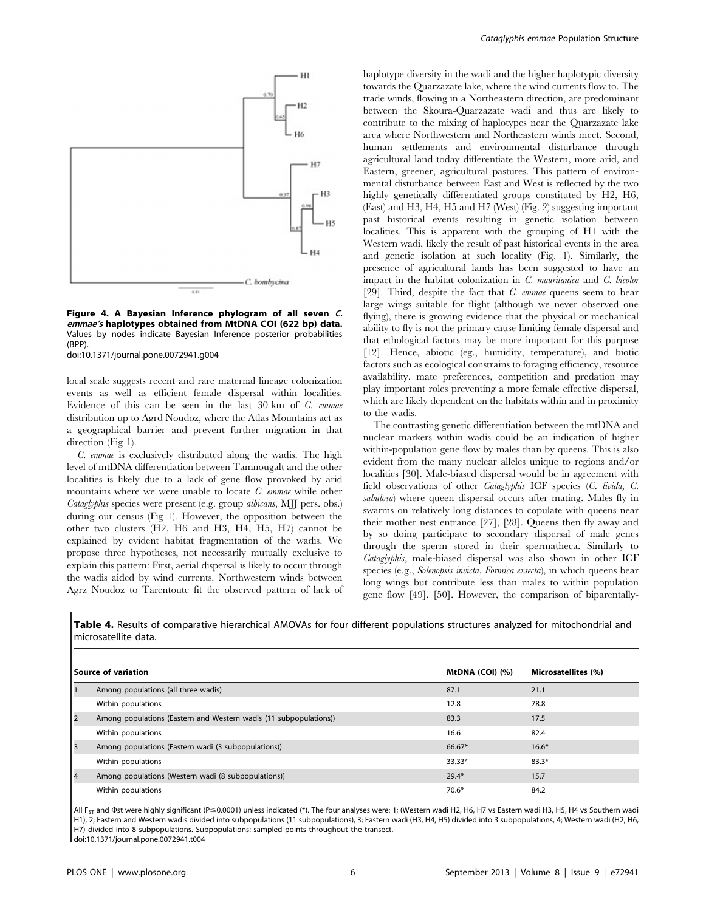**Figure 4. A Bayesian Inference phylogram of all seven *C. emmae's* haplotypes obtained from MtDNA COI (622 bp) data.** Values by nodes indicate Bayesian Inference posterior probabilities (BPP).

doi:10.1371/journal.pone.0072941.g004

local scale suggests recent and rare maternal lineage colonization events as well as efficient female dispersal within localities. Evidence of this can be seen in the last 30 km of *C. emmae* distribution up to Agrd Noudoz, where the Atlas Mountains act as a geographical barrier and prevent further migration in that direction (Fig 1).

*C. emmae* is exclusively distributed along the wadis. The high level of mtDNA differentiation between Tamnougalt and the other localities is likely due to a lack of gene flow provoked by arid mountains where we were unable to locate *C. emmae* while other *Cataglyphis* species were present (e.g. group *albicans*, MJJ pers. obs.) during our census (Fig 1). However, the opposition between the other two clusters (H2, H6 and H3, H4, H5, H7) cannot be explained by evident habitat fragmentation of the wadis. We propose three hypotheses, not necessarily mutually exclusive to explain this pattern: First, aerial dispersal is likely to occur through the wadis aided by wind currents. Northwestern winds between Agrz Noudoz to Tarentoute fit the observed pattern of lack of haplotype diversity in the wadi and the higher haplotypic diversity towards the Quarzazate lake, where the wind currents flow to. The trade winds, flowing in a Northeastern direction, are predominant between the Skoura-Quarzazate wadi and thus are likely to contribute to the mixing of haplotypes near the Quarzazate lake area where Northwestern and Northeastern winds meet. Second, human settlements and environmental disturbance through agricultural land today differentiate the Western, more arid, and Eastern, greener, agricultural pastures. This pattern of environmental disturbance between East and West is reflected by the two highly genetically differentiated groups constituted by H2, H6, (East) and H3, H4, H5 and H7 (West) (Fig. 2) suggesting important past historical events resulting in genetic isolation between localities. This is apparent with the grouping of H1 with the Western wadi, likely the result of past historical events in the area and genetic isolation at such locality (Fig. 1). Similarly, the presence of agricultural lands has been suggested to have an impact in the habitat colonization in *C. mauritanica* and *C. bicolor* [29]. Third, despite the fact that *C. emmae* queens seem to bear large wings suitable for flight (although we never observed one flying), there is growing evidence that the physical or mechanical ability to fly is not the primary cause limiting female dispersal and that ethological factors may be more important for this purpose [12]. Hence, abiotic (eg., humidity, temperature), and biotic factors such as ecological constrains to foraging efficiency, resource availability, mate preferences, competition and predation may play important roles preventing a more female effective dispersal, which are likely dependent on the habitats within and in proximity to the wadis.

The contrasting genetic differentiation between the mtDNA and nuclear markers within wadis could be an indication of higher within-population gene flow by males than by queens. This is also evident from the many nuclear alleles unique to regions and/or localities [30]. Male-biased dispersal would be in agreement with field observations of other *Cataglyphis* ICF species (*C. livida*, *C. sabulosa*) where queen dispersal occurs after mating. Males fly in swarms on relatively long distances to copulate with queens near their mother nest entrance [27], [28]. Queens then fly away and by so doing participate to secondary dispersal of male genes through the sperm stored in their spermatheca. Similarly to *Cataglyphis*, male-biased dispersal was also shown in other ICF species (e.g., *Solenopsis invicta*, *Formica exsecta*), in which queens bear long wings but contribute less than males to within population gene flow [49], [50]. However, the comparison of biparentally-

**Table 4.** Results of comparative hierarchical AMOVAs for four different populations structures analyzed for mitochondrial and microsatellite data.

| | Source of variation | MtDNA (COI) (%) | Microsatellites (%) |
|---|---|---|---|
| 1 | Among populations (all three wadis) | 87.1 | 21.1 |
| | Within populations | 12.8 | 78.8 |
| 2 | Among populations (Eastern and Western wadis (11 subpopulations)) | 83.3 | 17.5 |
| | Within populations | 16.6 | 82.4 |
| 3 | Among populations (Eastern wadi (3 subpopulations)) | 66.67* | 16.6* |
| | Within populations | 33.33* | 83.3* |
| 4 | Among populations (Western wadi (8 subpopulations)) | 29.4* | 15.7 |
| | Within populations | 70.6* | 84.2 |

All $F_{ST}$ and Φst were highly significant ($P \leq 0.0001$) unless indicated (*). The four analyses were: 1; (Western wadi H2, H6, H7 vs Eastern wadi H3, H5, H4 vs Southern wadi H1), 2; Eastern and Western wadis divided into subpopulations (11 subpopulations), 3; Eastern wadi (H3, H4, H5) divided into 3 subpopulations, 4; Western wadi (H2, H6, H7) divided into 8 subpopulations. Subpopulations: sampled points throughout the transect.

doi:10.1371/journal.pone.0072941.t004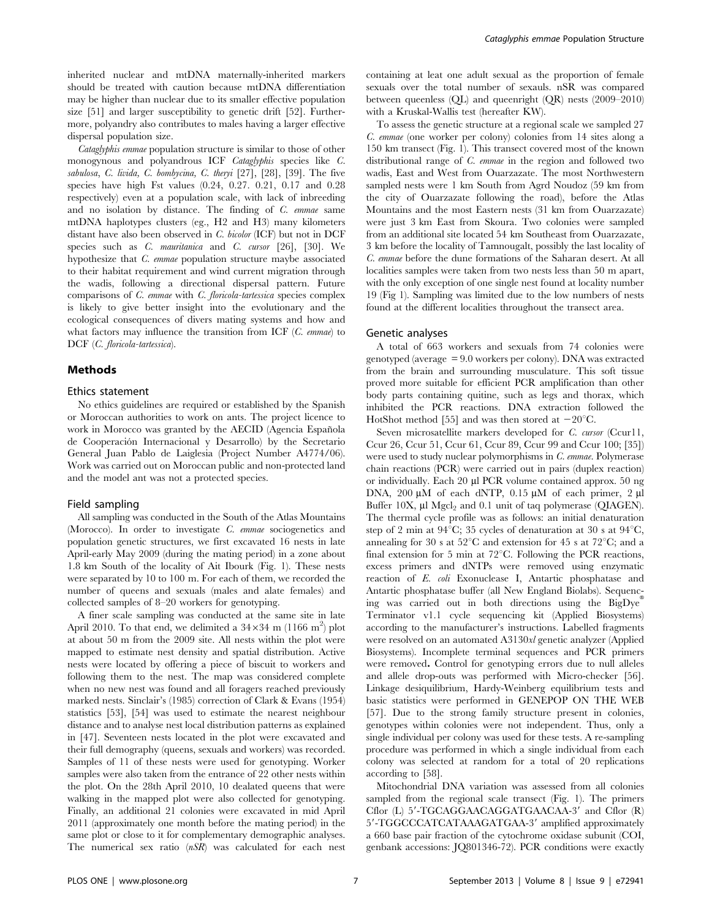inherited nuclear and mtDNA maternally-inherited markers should be treated with caution because mtDNA differentiation may be higher than nuclear due to its smaller effective population size [51] and larger susceptibility to genetic drift [52]. Furthermore, polyandry also contributes to males having a larger effective dispersal population size.

*Cataglyphis emmae* population structure is similar to those of other monogynous and polyandrous ICF *Cataglyphis* species like *C. sabulosa*, *C. livida*, *C. bombycina*, *C. theryi* [27], [28], [39]. The five species have high Fst values (0.24, 0.27. 0.21, 0.17 and 0.28 respectively) even at a population scale, with lack of inbreeding and no isolation by distance. The finding of *C. emmae* same mtDNA haplotypes clusters (eg., H2 and H3) many kilometers distant have also been observed in *C. bicolor* (ICF) but not in DCF species such as *C. mauritanica* and *C. cursor* [26], [30]. We hypothesize that *C. emmae* population structure maybe associated to their habitat requirement and wind current migration through the wadis, following a directional dispersal pattern. Future comparisons of *C. emmae* with *C. floricola-tartessica* species complex is likely to give better insight into the evolutionary and the ecological consequences of divers mating systems and how and what factors may influence the transition from ICF (*C. emmae*) to DCF (*C. floricola-tartessica*).

## Methods

### Ethics statement

No ethics guidelines are required or established by the Spanish or Moroccan authorities to work on ants. The project licence to work in Morocco was granted by the AECID (Agencia Española de Cooperación Internacional y Desarrollo) by the Secretario General Juan Pablo de Laiglesia (Project Number A4774/06). Work was carried out on Moroccan public and non-protected land and the model ant was not a protected species.

### Field sampling

All sampling was conducted in the South of the Atlas Mountains (Morocco). In order to investigate *C. emmae* sociogenetics and population genetic structures, we first excavated 16 nests in late April-early May 2009 (during the mating period) in a zone about 1.8 km South of the locality of Ait Ibourk (Fig. 1). These nests were separated by 10 to 100 m. For each of them, we recorded the number of queens and sexuals (males and alate females) and collected samples of 8–20 workers for genotyping.

A finer scale sampling was conducted at the same site in late April 2010. To that end, we delimited a $34 \times 34$ m (1166 m$^2$) plot at about 50 m from the 2009 site. All nests within the plot were mapped to estimate nest density and spatial distribution. Active nests were located by offering a piece of biscuit to workers and following them to the nest. The map was considered complete when no new nest was found and all foragers reached previously marked nests. Sinclair's (1985) correction of Clark & Evans (1954) statistics [53], [54] was used to estimate the nearest neighbour distance and to analyse nest local distribution patterns as explained in [47]. Seventeen nests located in the plot were excavated and their full demography (queens, sexuals and workers) was recorded. Samples of 11 of these nests were used for genotyping. Worker samples were also taken from the entrance of 22 other nests within the plot. On the 28th April 2010, 10 dealated queens that were walking in the mapped plot were also collected for genotyping. Finally, an additional 21 colonies were excavated in mid April 2011 (approximately one month before the mating period) in the same plot or close to it for complementary demographic analyses. The numerical sex ratio (*nSR*) was calculated for each nest containing at leat one adult sexual as the proportion of female sexuals over the total number of sexauls. nSR was compared between queenless (QL) and queenright (QR) nests (2009–2010) with a Kruskal-Wallis test (hereafter KW).

To assess the genetic structure at a regional scale we sampled 27 *C. emmae* (one worker per colony) colonies from 14 sites along a 150 km transect (Fig. 1). This transect covered most of the known distributional range of *C. emmae* in the region and followed two wadis, East and West from Ouarzazate. The most Northwestern sampled nests were 1 km South from Agrd Noudoz (59 km from the city of Ouarzazate following the road), before the Atlas Mountains and the most Eastern nests (31 km from Ouarzazate) were just 3 km East from Skoura. Two colonies were sampled from an additional site located 54 km Southeast from Ouarzazate, 3 km before the locality of Tamnougalt, possibly the last locality of *C. emmae* before the dune formations of the Saharan desert. At all localities samples were taken from two nests less than 50 m apart, with the only exception of one single nest found at locality number 19 (Fig 1). Sampling was limited due to the low numbers of nests found at the different localities throughout the transect area.

### Genetic analyses

A total of 663 workers and sexuals from 74 colonies were genotyped (average = 9.0 workers per colony). DNA was extracted from the brain and surrounding musculature. This soft tissue proved more suitable for efficient PCR amplification than other body parts containing quitine, such as legs and thorax, which inhibited the PCR reactions. DNA extraction followed the HotShot method [55] and was then stored at −20°C.

Seven microsatellite markers developed for *C. cursor* (Ccur11, Ccur 26, Ccur 51, Ccur 61, Ccur 89, Ccur 99 and Ccur 100; [35]) were used to study nuclear polymorphisms in *C. emmae*. Polymerase chain reactions (PCR) were carried out in pairs (duplex reaction) or individually. Each 20 µl PCR volume contained approx. 50 ng DNA, 200 µM of each dNTP, 0.15 µM of each primer, 2 µl Buffer 10X, µl $Mgcl_2$ and 0.1 unit of taq polymerase (QIAGEN). The thermal cycle profile was as follows: an initial denaturation step of 2 min at 94°C; 35 cycles of denaturation at 30 s at 94°C, annealing for 30 s at 52°C and extension for 45 s at 72°C; and a final extension for 5 min at 72°C. Following the PCR reactions, excess primers and dNTPs were removed using enzymatic reaction of *E. coli* Exonuclease I, Antartic phosphatase and Antartic phosphatase buffer (all New England Biolabs). Sequencing was carried out in both directions using the BigDye® Terminator v1.1 cycle sequencing kit (Applied Biosystems) according to the manufacturer's instructions. Labelled fragments were resolved on an automated A3130*xl* genetic analyzer (Applied Biosystems). Incomplete terminal sequences and PCR primers were removed**.** Control for genotyping errors due to null alleles and allele drop-outs was performed with Micro-checker [56]. Linkage desiquilibrium, Hardy-Weinberg equilibrium tests and basic statistics were performed in GENEPOP ON THE WEB [57]. Due to the strong family structure present in colonies, genotypes within colonies were not independent. Thus, only a single individual per colony was used for these tests. A re-sampling procedure was performed in which a single individual from each colony was selected at random for a total of 20 replications according to [58].

Mitochondrial DNA variation was assessed from all colonies sampled from the regional scale transect (Fig. 1). The primers Cflor (L) 5′-TGCAGGAACAGGATGAACAA-3′ and Cflor (R) 5′-TGGCCCATCATAAAGATGAA-3′ amplified approximately a 660 base pair fraction of the cytochrome oxidase subunit (COI, genbank accessions: JQ801346-72). PCR conditions were exactly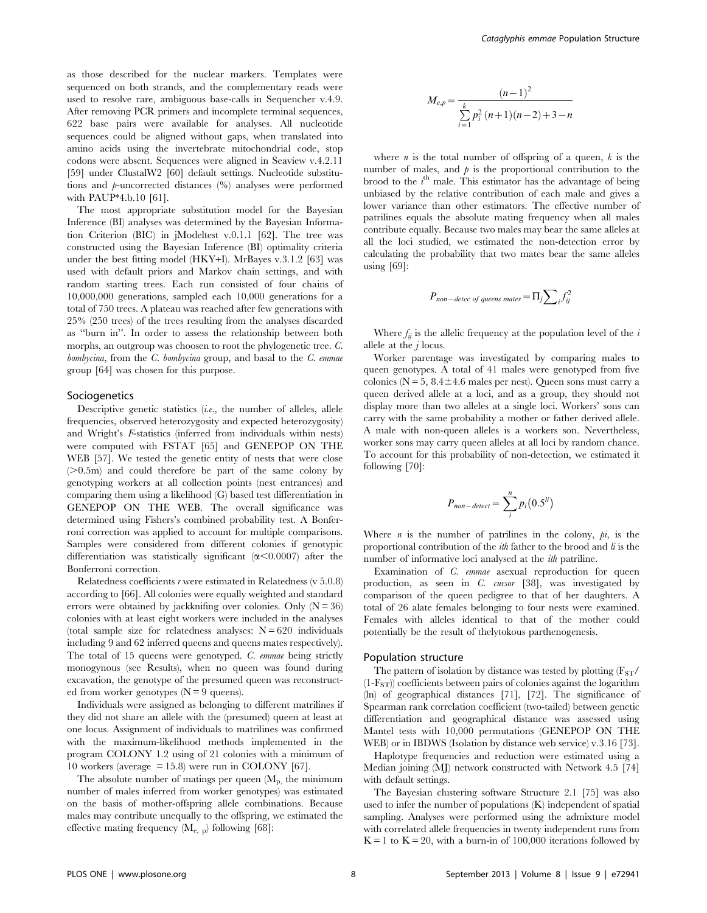as those described for the nuclear markers. Templates were sequenced on both strands, and the complementary reads were used to resolve rare, ambiguous base-calls in Sequencher v.4.9. After removing PCR primers and incomplete terminal sequences, 622 base pairs were available for analyses. All nucleotide sequences could be aligned without gaps, when translated into amino acids using the invertebrate mitochondrial code, stop codons were absent. Sequences were aligned in Seaview v.4.2.11 [59] under ClustalW2 [60] default settings. Nucleotide substitutions and *p*-uncorrected distances (%) analyses were performed with PAUP*4.b.10 [61].

The most appropriate substitution model for the Bayesian Inference (BI) analyses was determined by the Bayesian Information Criterion (BIC) in jModeltest v.0.1.1 [62]. The tree was constructed using the Bayesian Inference (BI) optimality criteria under the best fitting model (HKY+I). MrBayes v.3.1.2 [63] was used with default priors and Markov chain settings, and with random starting trees. Each run consisted of four chains of 10,000,000 generations, sampled each 10,000 generations for a total of 750 trees. A plateau was reached after few generations with 25% (250 trees) of the trees resulting from the analyses discarded as "burn in". In order to assess the relationship between both morphs, an outgroup was choosen to root the phylogenetic tree. *C. bombycina*, from the *C. bombycina* group, and basal to the *C. emmae* group [64] was chosen for this purpose.

## Sociogenetics

Descriptive genetic statistics (*i.e.*, the number of alleles, allele frequencies, observed heterozygosity and expected heterozygosity) and Wright's *F*-statistics (inferred from individuals within nests) were computed with FSTAT [65] and GENEPOP ON THE WEB [57]. We tested the genetic entity of nests that were close (>0.5m) and could therefore be part of the same colony by genotyping workers at all collection points (nest entrances) and comparing them using a likelihood (G) based test differentiation in GENEPOP ON THE WEB. The overall significance was determined using Fishers's combined probability test. A Bonferroni correction was applied to account for multiple comparisons. Samples were considered from different colonies if genotypic differentiation was statistically significant ($\alpha < 0.0007$) after the Bonferroni correction.

Relatedness coefficients *r* were estimated in Relatedness (v 5.0.8) according to [66]. All colonies were equally weighted and standard errors were obtained by jackknifing over colonies. Only ($N = 36$) colonies with at least eight workers were included in the analyses (total sample size for relatedness analyses: $N = 620$ individuals including 9 and 62 inferred queens and queens mates respectively). The total of 15 queens were genotyped. *C. emmae* being strictly monogynous (see Results), when no queen was found during excavation, the genotype of the presumed queen was reconstructed from worker genotypes ($N = 9$ queens).

Individuals were assigned as belonging to different matrilines if they did not share an allele with the (presumed) queen at least at one locus. Assignment of individuals to matrilines was confirmed with the maximum-likelihood methods implemented in the program COLONY 1.2 using of 21 colonies with a minimum of 10 workers (average = 15.8) were run in COLONY [67].

The absolute number of matings per queen ($M_p$, the minimum number of males inferred from worker genotypes) was estimated on the basis of mother-offspring allele combinations. Because males may contribute unequally to the offspring, we estimated the effective mating frequency ($M_{e,p}$) following [68]:

$$M_{e,p} = \frac{(n-1)^2}{\sum_{i=1}^{k} p_i^2 (n+1)(n-2) + 3 - n}$$

where *n* is the total number of offspring of a queen, *k* is the number of males, and *p* is the proportional contribution to the brood to the $i^{th}$ male. This estimator has the advantage of being unbiased by the relative contribution of each male and gives a lower variance than other estimators. The effective number of patrilines equals the absolute mating frequency when all males contribute equally. Because two males may bear the same alleles at all the loci studied, we estimated the non-detection error by calculating the probability that two mates bear the same alleles using [69]:

$$P_{non-detec\ of\ queens\ mates} = \Pi_j \sum_i f_{ij}^2$$

Where $f_{ij}$ is the allelic frequency at the population level of the *i* allele at the *j* locus.

Worker parentage was investigated by comparing males to queen genotypes. A total of 41 males were genotyped from five colonies ($N = 5$, $8.4 \pm 4.6$ males per nest). Queen sons must carry a queen derived allele at a loci, and as a group, they should not display more than two alleles at a single loci. Workers' sons can carry with the same probability a mother or father derived allele. A male with non-queen alleles is a workers son. Nevertheless, worker sons may carry queen alleles at all loci by random chance. To account for this probability of non-detection, we estimated it following [70]:

$$P_{non-detect} = \sum_{i}^{n} p_i \left(0.5^{li}\right)$$

Where *n* is the number of patrilines in the colony, *pi*, is the proportional contribution of the *ith* father to the brood and *li* is the number of informative loci analysed at the *ith* patriline.

Examination of *C. emmae* asexual reproduction for queen production, as seen in *C. cursor* [38], was investigated by comparison of the queen pedigree to that of her daughters. A total of 26 alate females belonging to four nests were examined. Females with alleles identical to that of the mother could potentially be the result of thelytokous parthenogenesis.

## Population structure

The pattern of isolation by distance was tested by plotting ($F_{ST}$/(1-$F_{ST}$)) coefficients between pairs of colonies against the logarithm (ln) of geographical distances [71], [72]. The significance of Spearman rank correlation coefficient (two-tailed) between genetic differentiation and geographical distance was assessed using Mantel tests with 10,000 permutations (GENEPOP ON THE WEB) or in IBDWS (Isolation by distance web service) v.3.16 [73].

Haplotype frequencies and reduction were estimated using a Median joining (MJ) network constructed with Network 4.5 [74] with default settings.

The Bayesian clustering software Structure 2.1 [75] was also used to infer the number of populations (K) independent of spatial sampling. Analyses were performed using the admixture model with correlated allele frequencies in twenty independent runs from K = 1 to K = 20, with a burn-in of 100,000 iterations followed by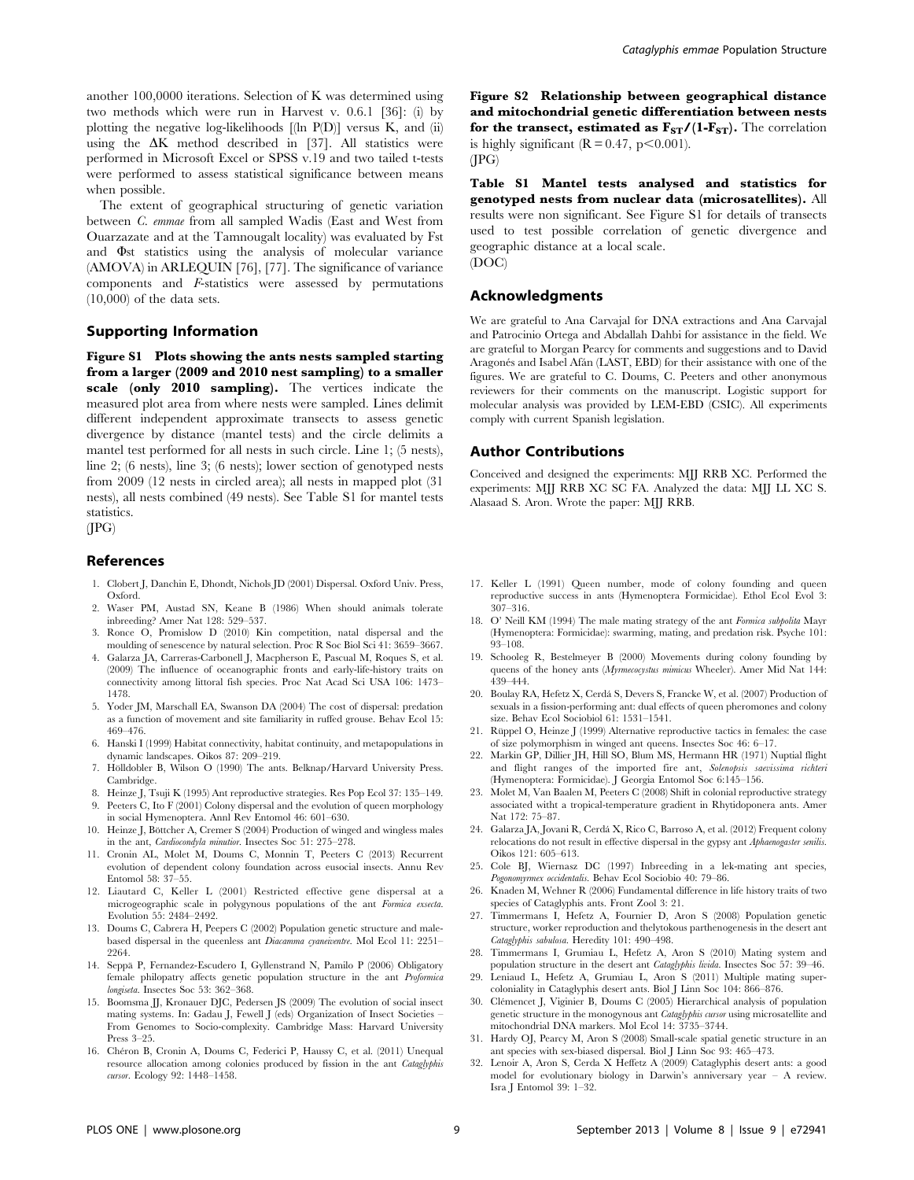another 100,0000 iterations. Selection of K was determined using two methods which were run in Harvest v. 0.6.1 [36]: (i) by plotting the negative log-likelihoods [(ln P(D)] versus K, and (ii) using the ΔK method described in [37]. All statistics were performed in Microsoft Excel or SPSS v.19 and two tailed t-tests were performed to assess statistical significance between means when possible.

The extent of geographical structuring of genetic variation between *C. emmae* from all sampled Wadis (East and West from Ouarzazate and at the Tamnougalt locality) was evaluated by Fst and Φst statistics using the analysis of molecular variance (AMOVA) in ARLEQUIN [76], [77]. The significance of variance components and *F*-statistics were assessed by permutations (10,000) of the data sets.

## Supporting Information

**Figure S1 Plots showing the ants nests sampled starting from a larger (2009 and 2010 nest sampling) to a smaller scale (only 2010 sampling).** The vertices indicate the measured plot area from where nests were sampled. Lines delimit different independent approximate transects to assess genetic divergence by distance (mantel tests) and the circle delimits a mantel test performed for all nests in such circle. Line 1; (5 nests), line 2; (6 nests), line 3; (6 nests); lower section of genotyped nests from 2009 (12 nests in circled area); all nests in mapped plot (31 nests), all nests combined (49 nests). See Table S1 for mantel tests statistics.
(JPG)

**Figure S2 Relationship between geographical distance and mitochondrial genetic differentiation between nests for the transect, estimated as $F_{ST}/(1\text{-}F_{ST})$.** The correlation is highly significant ($R = 0.47$, $p < 0.001$).
(JPG)

**Table S1 Mantel tests analysed and statistics for genotyped nests from nuclear data (microsatellites).** All results were non significant. See Figure S1 for details of transects used to test possible correlation of genetic divergence and geographic distance at a local scale.
(DOC)

## Acknowledgments

We are grateful to Ana Carvajal for DNA extractions and Ana Carvajal and Patrocinio Ortega and Abdallah Dahbi for assistance in the field. We are grateful to Morgan Pearcy for comments and suggestions and to David Aragonés and Isabel Afán (LAST, EBD) for their assistance with one of the figures. We are grateful to C. Doums, C. Peeters and other anonymous reviewers for their comments on the manuscript. Logistic support for molecular analysis was provided by LEM-EBD (CSIC). All experiments comply with current Spanish legislation.

## Author Contributions

Conceived and designed the experiments: MJJ RRB XC. Performed the experiments: MJJ RRB XC SC FA. Analyzed the data: MJJ LL XC S. Alasaad S. Aron. Wrote the paper: MJJ RRB.

## References

1. Clobert J, Danchin E, Dhondt, Nichols JD (2001) Dispersal. Oxford Univ. Press, Oxford.
2. Waser PM, Austad SN, Keane B (1986) When should animals tolerate inbreeding? Amer Nat 128: 529–537.
3. Ronce O, Promislow D (2010) Kin competition, natal dispersal and the moulding of senescence by natural selection. Proc R Soc Biol Sci 41: 3659–3667.
4. Galarza JA, Carreras-Carbonell J, Macpherson E, Pascual M, Roques S, et al. (2009) The influence of oceanographic fronts and early-life-history traits on connectivity among littoral fish species. Proc Nat Acad Sci USA 106: 1473–1478.
5. Yoder JM, Marschall EA, Swanson DA (2004) The cost of dispersal: predation as a function of movement and site familiarity in ruffed grouse. Behav Ecol 15: 469–476.
6. Hanski I (1999) Habitat connectivity, habitat continuity, and metapopulations in dynamic landscapes. Oikos 87: 209–219.
7. Hölldobler B, Wilson O (1990) The ants. Belknap/Harvard University Press. Cambridge.
8. Heinze J, Tsuji K (1995) Ant reproductive strategies. Res Pop Ecol 37: 135–149.
9. Peeters C, Ito F (2001) Colony dispersal and the evolution of queen morphology in social Hymenoptera. Annl Rev Entomol 46: 601–630.
10. Heinze J, Böttcher A, Cremer S (2004) Production of winged and wingless males in the ant, *Cardiocondyla minutior*. Insectes Soc 51: 275–278.
11. Cronin AL, Molet M, Doums C, Monnin T, Peeters C (2013) Recurrent evolution of dependent colony foundation across eusocial insects. Annu Rev Entomol 58: 37–55.
12. Liautard C, Keller L (2001) Restricted effective gene dispersal at a microgeographic scale in polygynous populations of the ant *Formica exsecta*. Evolution 55: 2484–2492.
13. Doums C, Cabrera H, Peepers C (2002) Population genetic structure and male-based dispersal in the queenless ant *Diacamma cyaneiventre*. Mol Ecol 11: 2251–2264.
14. Seppä P, Fernandez-Escudero I, Gyllenstrand N, Pamilo P (2006) Obligatory female philopatry affects genetic population structure in the ant *Proformica longiseta*. Insectes Soc 53: 362–368.
15. Boomsma JJ, Kronauer DJC, Pedersen JS (2009) The evolution of social insect mating systems. In: Gadau J, Fewell J (eds) Organization of Insect Societies – From Genomes to Socio-complexity. Cambridge Mass: Harvard University Press 3–25.
16. Chéron B, Cronin A, Doums C, Federici P, Haussy C, et al. (2011) Unequal resource allocation among colonies produced by fission in the ant *Cataglyphis cursor*. Ecology 92: 1448–1458.
17. Keller L (1991) Queen number, mode of colony founding and queen reproductive success in ants (Hymenoptera Formicidae). Ethol Ecol Evol 3: 307–316.
18. O' Neill KM (1994) The male mating strategy of the ant *Formica subpolita* Mayr (Hymenoptera: Formicidae): swarming, mating, and predation risk. Psyche 101: 93–108.
19. Schooleg R, Bestelmeyer B (2000) Movements during colony founding by queens of the honey ants (*Myrmecocystus mimicus* Wheeler). Amer Mid Nat 144: 439–444.
20. Boulay RA, Hefetz X, Cerdá S, Devers S, Francke W, et al. (2007) Production of sexuals in a fission-performing ant: dual effects of queen pheromones and colony size. Behav Ecol Sociobiol 61: 1531–1541.
21. Rüppel O, Heinze J (1999) Alternative reproductive tactics in females: the case of size polymorphism in winged ant queens. Insectes Soc 46: 6–17.
22. Markin GP, Dillier JH, Hill SO, Blum MS, Hermann HR (1971) Nuptial flight and flight ranges of the imported fire ant, *Solenopsis saevissima richteri* (Hymenoptera: Formicidae). J Georgia Entomol Soc 6:145–156.
23. Molet M, Van Baalen M, Peeters C (2008) Shift in colonial reproductive strategy associated witht a tropical-temperature gradient in Rhytidoponera ants. Amer Nat 172: 75–87.
24. Galarza JA, Jovani R, Cerdá X, Rico C, Barroso A, et al. (2012) Frequent colony relocations do not result in effective dispersal in the gypsy ant *Aphaenogaster senilis*. Oikos 121: 605–613.
25. Cole BJ, Wiernasz DC (1997) Inbreeding in a lek-mating ant species, *Pogonomyrmex occidentalis*. Behav Ecol Sociobio 40: 79–86.
26. Knaden M, Wehner R (2006) Fundamental difference in life history traits of two species of Cataglyphis ants. Front Zool 3: 21.
27. Timmermans I, Hefetz A, Fournier D, Aron S (2008) Population genetic structure, worker reproduction and thelytokous parthenogenesis in the desert ant *Cataglyphis sabulosa*. Heredity 101: 490–498.
28. Timmermans I, Grumiau L, Hefetz A, Aron S (2010) Mating system and population structure in the desert ant *Cataglyphis livida*. Insectes Soc 57: 39–46.
29. Leniaud L, Hefetz A, Grumiau L, Aron S (2011) Multiple mating supercoloniality in Cataglyphis desert ants. Biol J Linn Soc 104: 866–876.
30. Clémencet J, Viginier B, Doums C (2005) Hierarchical analysis of population genetic structure in the monogynous ant *Cataglyphis cursor* using microsatellite and mitochondrial DNA markers. Mol Ecol 14: 3735–3744.
31. Hardy OJ, Pearcy M, Aron S (2008) Small-scale spatial genetic structure in an ant species with sex-biased dispersal. Biol J Linn Soc 93: 465–473.
32. Lenoir A, Aron S, Cerda X Heffetz A (2009) Cataglyphis desert ants: a good model for evolutionary biology in Darwin's anniversary year – A review. Isra J Entomol 39: 1–32.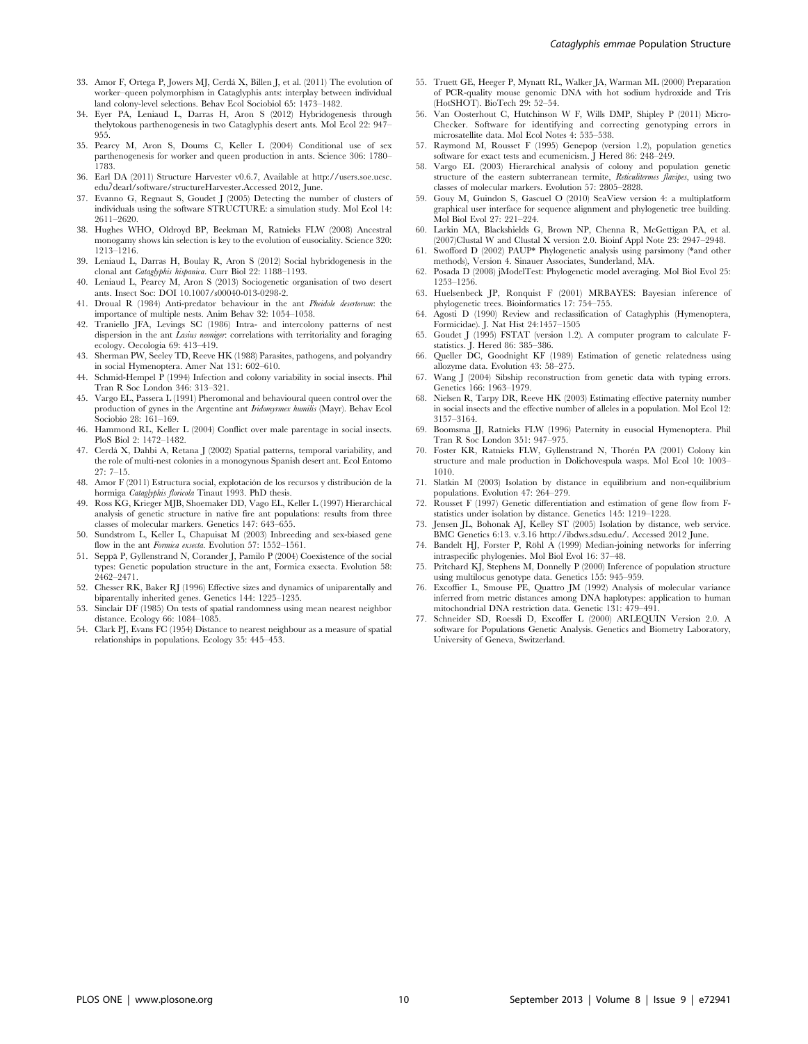33. Amor F, Ortega P, Jowers MJ, Cerdá X, Billen J, et al. (2011) The evolution of worker–queen polymorphism in Cataglyphis ants: interplay between individual land colony-level selections. Behav Ecol Sociobiol 65: 1473–1482.
34. Eyer PA, Leniaud L, Darras H, Aron S (2012) Hybridogenesis through thelytokous parthenogenesis in two Cataglyphis desert ants. Mol Ecol 22: 947–955.
35. Pearcy M, Aron S, Doums C, Keller L (2004) Conditional use of sex parthenogenesis for worker and queen production in ants. Science 306: 1780–1783.
36. Earl DA (2011) Structure Harvester v0.6.7, Available at http://users.soe.ucsc.edu/dearl/software/structureHarvester.Accessed 2012, June.
37. Evanno G, Regnaut S, Goudet J (2005) Detecting the number of clusters of individuals using the software STRUCTURE: a simulation study. Mol Ecol 14: 2611–2620.
38. Hughes WHO, Oldroyd BP, Beekman M, Ratnieks FLW (2008) Ancestral monogamy shows kin selection is key to the evolution of eusociality. Science 320: 1213–1216.
39. Leniaud L, Darras H, Boulay R, Aron S (2012) Social hybridogenesis in the clonal ant *Cataglyphis hispanica*. Curr Biol 22: 1188–1193.
40. Leniaud L, Pearcy M, Aron S (2013) Sociogenetic organisation of two desert ants. Insect Soc: DOI 10.1007/s00040-013-0298-2.
41. Droual R (1984) Anti-predator behaviour in the ant *Pheidole desertorum*: the importance of multiple nests. Anim Behav 32: 1054–1058.
42. Traniello JFA, Levings SC (1986) Intra- and intercolony patterns of nest dispersion in the ant *Lasius neoniger*: correlations with territoriality and foraging ecology. Oecologia 69: 413–419.
43. Sherman PW, Seeley TD, Reeve HK (1988) Parasites, pathogens, and polyandry in social Hymenoptera. Amer Nat 131: 602–610.
44. Schmid-Hempel P (1994) Infection and colony variability in social insects. Phil Tran R Soc London 346: 313–321.
45. Vargo EL, Passera L (1991) Pheromonal and behavioural queen control over the production of gynes in the Argentine ant *Iridomyrmex humilis* (Mayr). Behav Ecol Sociobio 28: 161–169.
46. Hammond RL, Keller L (2004) Conflict over male parentage in social insects. PloS Biol 2: 1472–1482.
47. Cerdá X, Dahbi A, Retana J (2002) Spatial patterns, temporal variability, and the role of multi-nest colonies in a monogynous Spanish desert ant. Ecol Entomo 27: 7–15.
48. Amor F (2011) Estructura social, explotación de los recursos y distribución de la hormiga *Cataglyphis floricola* Tinaut 1993. PhD thesis.
49. Ross KG, Krieger MJB, Shoemaker DD, Vago EL, Keller L (1997) Hierarchical analysis of genetic structure in native fire ant populations: results from three classes of molecular markers. Genetics 147: 643–655.
50. Sundstrom L, Keller L, Chapuisat M (2003) Inbreeding and sex-biased gene flow in the ant *Formica exsecta*. Evolution 57: 1552–1561.
51. Seppä P, Gyllenstrand N, Corander J, Pamilo P (2004) Coexistence of the social types: Genetic population structure in the ant, Formica exsecta. Evolution 58: 2462–2471.
52. Chesser RK, Baker RJ (1996) Effective sizes and dynamics of uniparentally and biparentally inherited genes. Genetics 144: 1225–1235.
53. Sinclair DF (1985) On tests of spatial randomness using mean nearest neighbor distance. Ecology 66: 1084–1085.
54. Clark PJ, Evans FC (1954) Distance to nearest neighbour as a measure of spatial relationships in populations. Ecology 35: 445–453.
55. Truett GE, Heeger P, Mynatt RL, Walker JA, Warman ML (2000) Preparation of PCR-quality mouse genomic DNA with hot sodium hydroxide and Tris (HotSHOT). BioTech 29: 52–54.
56. Van Oosterhout C, Hutchinson W F, Wills DMP, Shipley P (2011) Micro-Checker. Software for identifying and correcting genotyping errors in microsatellite data. Mol Ecol Notes 4: 535–538.
57. Raymond M, Rousset F (1995) Genepop (version 1.2), population genetics software for exact tests and ecumenicism. J Hered 86: 248–249.
58. Vargo EL (2003) Hierarchical analysis of colony and population genetic structure of the eastern subterranean termite, *Reticulitermes flavipes*, using two classes of molecular markers. Evolution 57: 2805–2828.
59. Gouy M, Guindon S, Gascuel O (2010) SeaView version 4: a multiplatform graphical user interface for sequence alignment and phylogenetic tree building. Mol Biol Evol 27: 221–224.
60. Larkin MA, Blackshields G, Brown NP, Chenna R, McGettigan PA, et al. (2007)Clustal W and Clustal X version 2.0. Bioinf Appl Note 23: 2947–2948.
61. Swofford D (2002) PAUP* Phylogenetic analysis using parsimony (*and other methods), Version 4. Sinauer Associates, Sunderland, MA.
62. Posada D (2008) jModelTest: Phylogenetic model averaging. Mol Biol Evol 25: 1253–1256.
63. Huelsenbeck JP, Ronquist F (2001) MRBAYES: Bayesian inference of phylogenetic trees. Bioinformatics 17: 754–755.
64. Agosti D (1990) Review and reclassification of Cataglyphis (Hymenoptera, Formicidae). J. Nat Hist 24:1457–1505
65. Goudet J (1995) FSTAT (version 1.2). A computer program to calculate F-statistics. J. Hered 86: 385–386.
66. Queller DC, Goodnight KF (1989) Estimation of genetic relatedness using allozyme data. Evolution 43: 58–275.
67. Wang J (2004) Sibship reconstruction from genetic data with typing errors. Genetics 166: 1963–1979.
68. Nielsen R, Tarpy DR, Reeve HK (2003) Estimating effective paternity number in social insects and the effective number of alleles in a population. Mol Ecol 12: 3157–3164.
69. Boomsma JJ, Ratnieks FLW (1996) Paternity in eusocial Hymenoptera. Phil Tran R Soc London 351: 947–975.
70. Foster KR, Ratnieks FLW, Gyllenstrand N, Thorén PA (2001) Colony kin structure and male production in Dolichovespula wasps. Mol Ecol 10: 1003–1010.
71. Slatkin M (2003) Isolation by distance in equilibrium and non-equilibrium populations. Evolution 47: 264–279.
72. Rousset F (1997) Genetic differentiation and estimation of gene flow from F-statistics under isolation by distance. Genetics 145: 1219–1228.
73. Jensen JL, Bohonak AJ, Kelley ST (2005) Isolation by distance, web service. BMC Genetics 6:13. v.3.16 http://ibdws.sdsu.edu/. Accessed 2012 June.
74. Bandelt HJ, Forster P, Röhl A (1999) Median-joining networks for inferring intraspecific phylogenies. Mol Biol Evol 16: 37–48.
75. Pritchard KJ, Stephens M, Donnelly P (2000) Inference of population structure using multilocus genotype data. Genetics 155: 945–959.
76. Excoffier L, Smouse PE, Quattro JM (1992) Analysis of molecular variance inferred from metric distances among DNA haplotypes: application to human mitochondrial DNA restriction data. Genetic 131: 479–491.
77. Schneider SD, Roessli D, Excoffer L (2000) ARLEQUIN Version 2.0. A software for Populations Genetic Analysis. Genetics and Biometry Laboratory, University of Geneva, Switzerland.